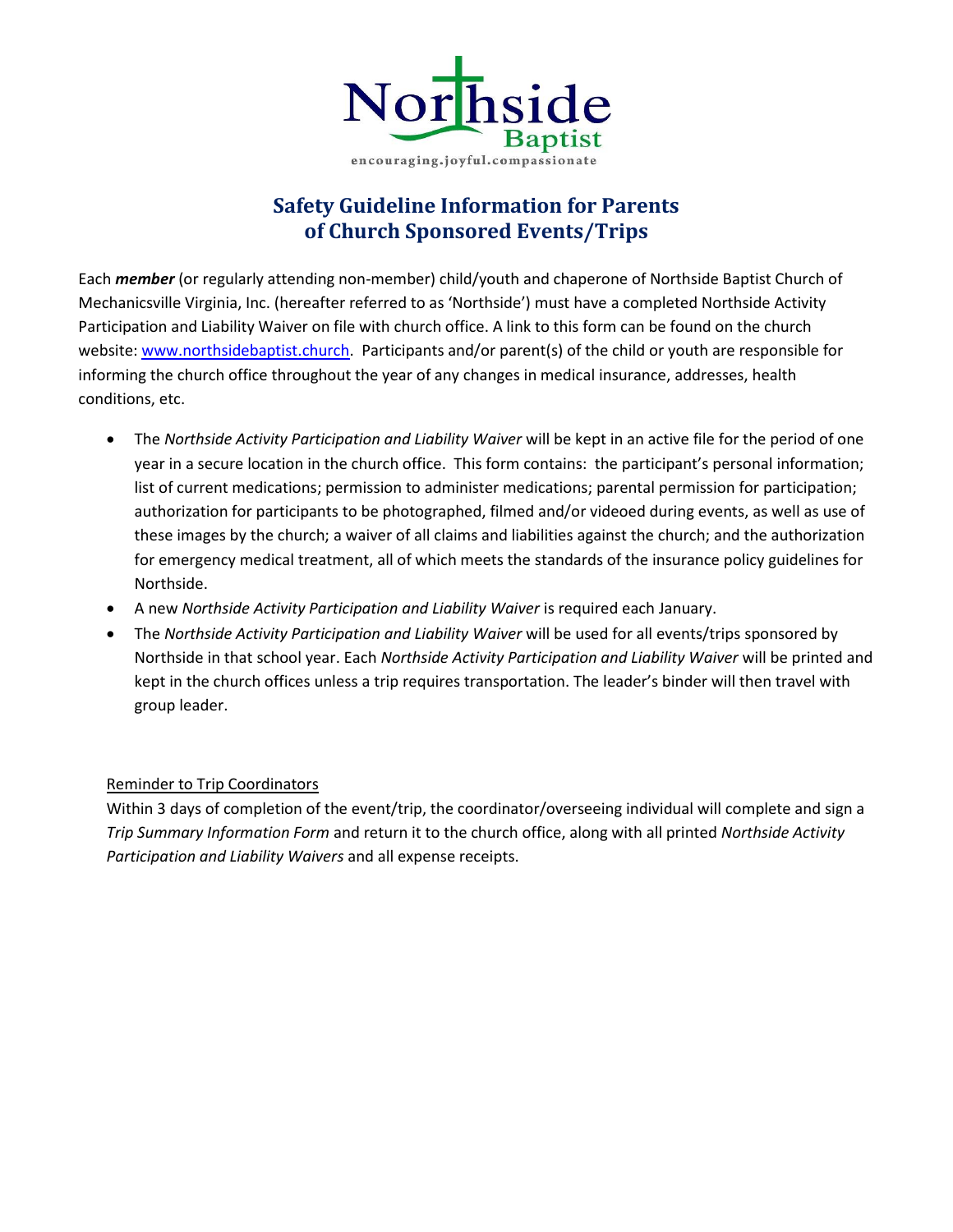Northside Baptist

encouraging.joyful.compassionate

# Safety Guideline Information for Parents of Church Sponsored Events/Trips

Each ***member*** (or regularly attending non-member) child/youth and chaperone of Northside Baptist Church of Mechanicsville Virginia, Inc. (hereafter referred to as 'Northside') must have a completed Northside Activity Participation and Liability Waiver on file with church office. A link to this form can be found on the church website: [www.northsidebaptist.church](http://www.northsidebaptist.church). Participants and/or parent(s) of the child or youth are responsible for informing the church office throughout the year of any changes in medical insurance, addresses, health conditions, etc.

- The *Northside Activity Participation and Liability Waiver* will be kept in an active file for the period of one year in a secure location in the church office. This form contains: the participant's personal information; list of current medications; permission to administer medications; parental permission for participation; authorization for participants to be photographed, filmed and/or videoed during events, as well as use of these images by the church; a waiver of all claims and liabilities against the church; and the authorization for emergency medical treatment, all of which meets the standards of the insurance policy guidelines for Northside.
- A new *Northside Activity Participation and Liability Waiver* is required each January.
- The *Northside Activity Participation and Liability Waiver* will be used for all events/trips sponsored by Northside in that school year. Each *Northside Activity Participation and Liability Waiver* will be printed and kept in the church offices unless a trip requires transportation. The leader's binder will then travel with group leader.

<u>Reminder to Trip Coordinators</u>

Within 3 days of completion of the event/trip, the coordinator/overseeing individual will complete and sign a *Trip Summary Information Form* and return it to the church office, along with all printed *Northside Activity Participation and Liability Waivers* and all expense receipts.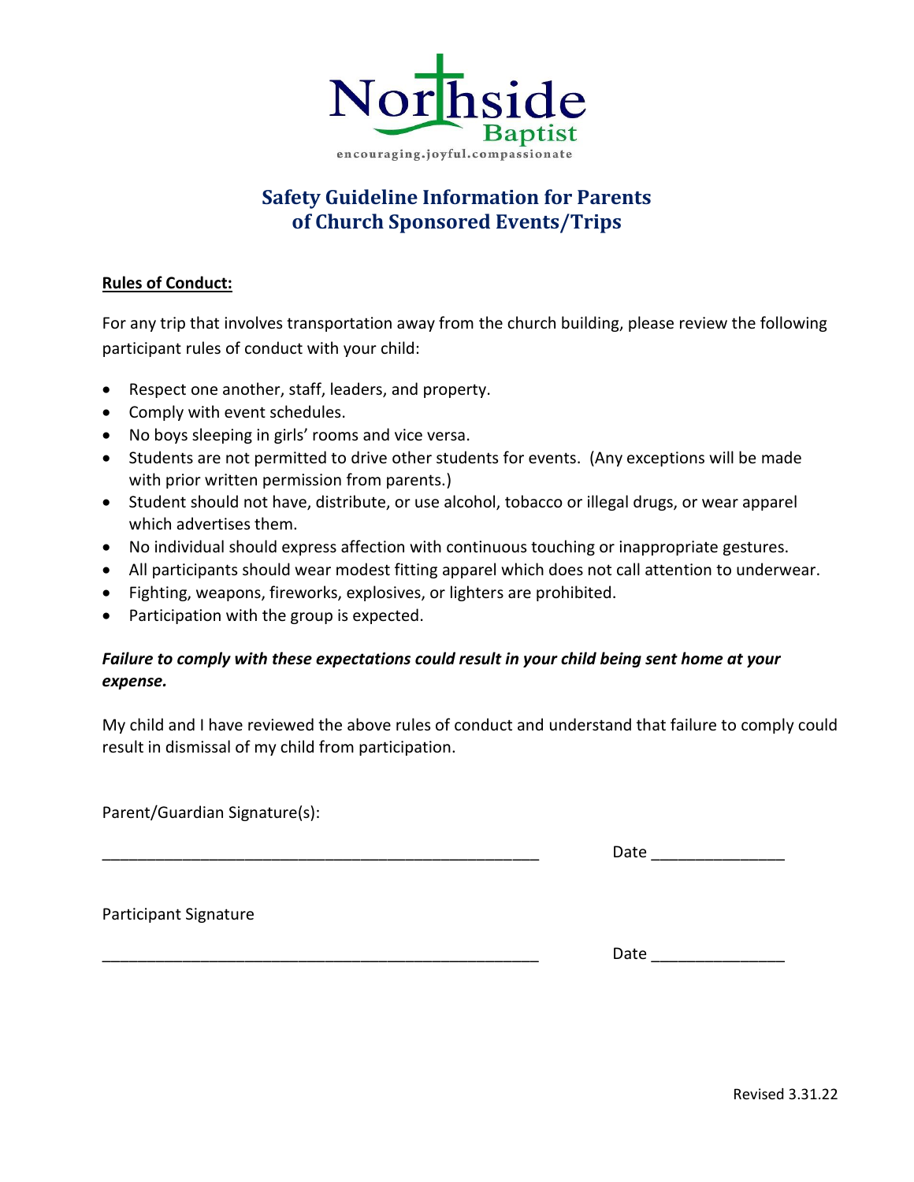Northside
Baptist
encouraging.joyful.compassionate

## Safety Guideline Information for Parents of Church Sponsored Events/Trips

**Rules of Conduct:**

For any trip that involves transportation away from the church building, please review the following participant rules of conduct with your child:

- Respect one another, staff, leaders, and property.
- Comply with event schedules.
- No boys sleeping in girls' rooms and vice versa.
- Students are not permitted to drive other students for events. (Any exceptions will be made with prior written permission from parents.)
- Student should not have, distribute, or use alcohol, tobacco or illegal drugs, or wear apparel which advertises them.
- No individual should express affection with continuous touching or inappropriate gestures.
- All participants should wear modest fitting apparel which does not call attention to underwear.
- Fighting, weapons, fireworks, explosives, or lighters are prohibited.
- Participation with the group is expected.

***Failure to comply with these expectations could result in your child being sent home at your expense.***

My child and I have reviewed the above rules of conduct and understand that failure to comply could result in dismissal of my child from participation.

Parent/Guardian Signature(s):

_______________________________________________ Date _______________

Participant Signature

_______________________________________________ Date _______________

Revised 3.31.22